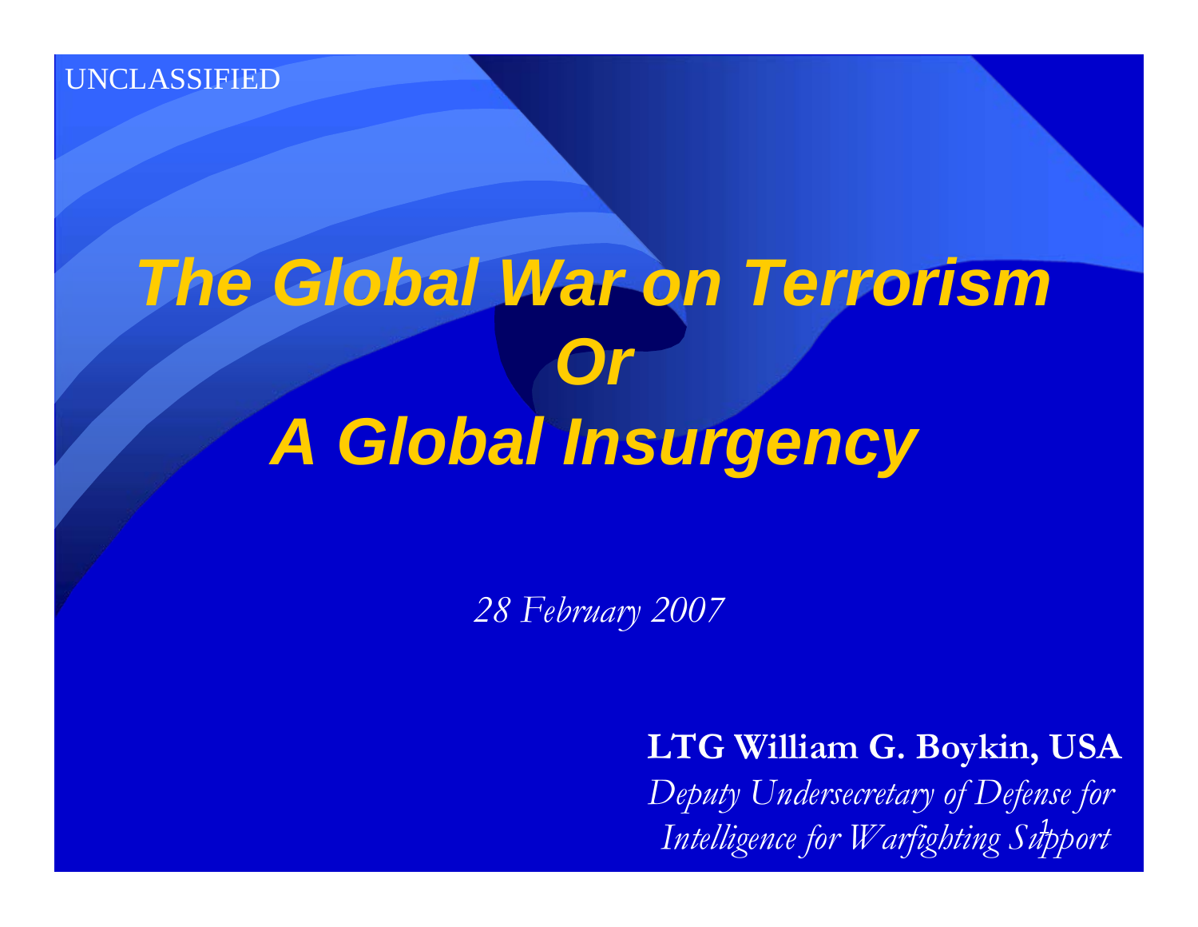UNCLASSIFIED

# The Global War on Terrorism Or A Global Insurgency

*28 February 2007*

**LTG William G. Boykin, USA**

*Deputy Undersecretary of Defense for Intelligence for Warfighting Support*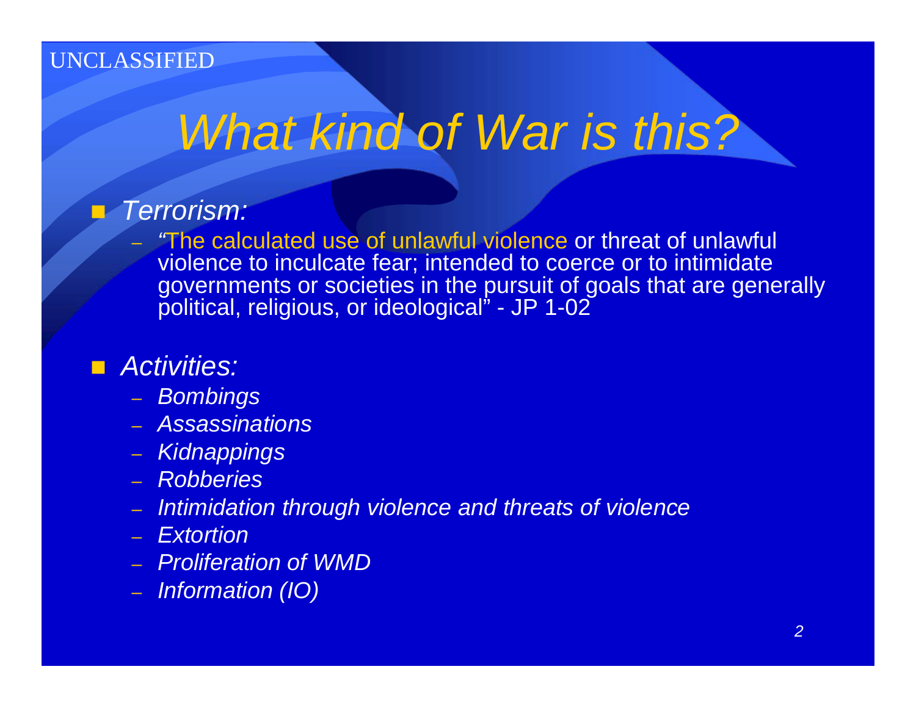UNCLASSIFIED

# *What kind of War is this?*

- *Terrorism:*
  - "The calculated use of unlawful violence or threat of unlawful violence to inculcate fear; intended to coerce or to intimidate governments or societies in the pursuit of goals that are generally political, religious, or ideological" - JP 1-02

- *Activities:*
  - *Bombings*
  - *Assassinations*
  - *Kidnappings*
  - *Robberies*
  - *Intimidation through violence and threats of violence*
  - *Extortion*
  - *Proliferation of WMD*
  - *Information (IO)*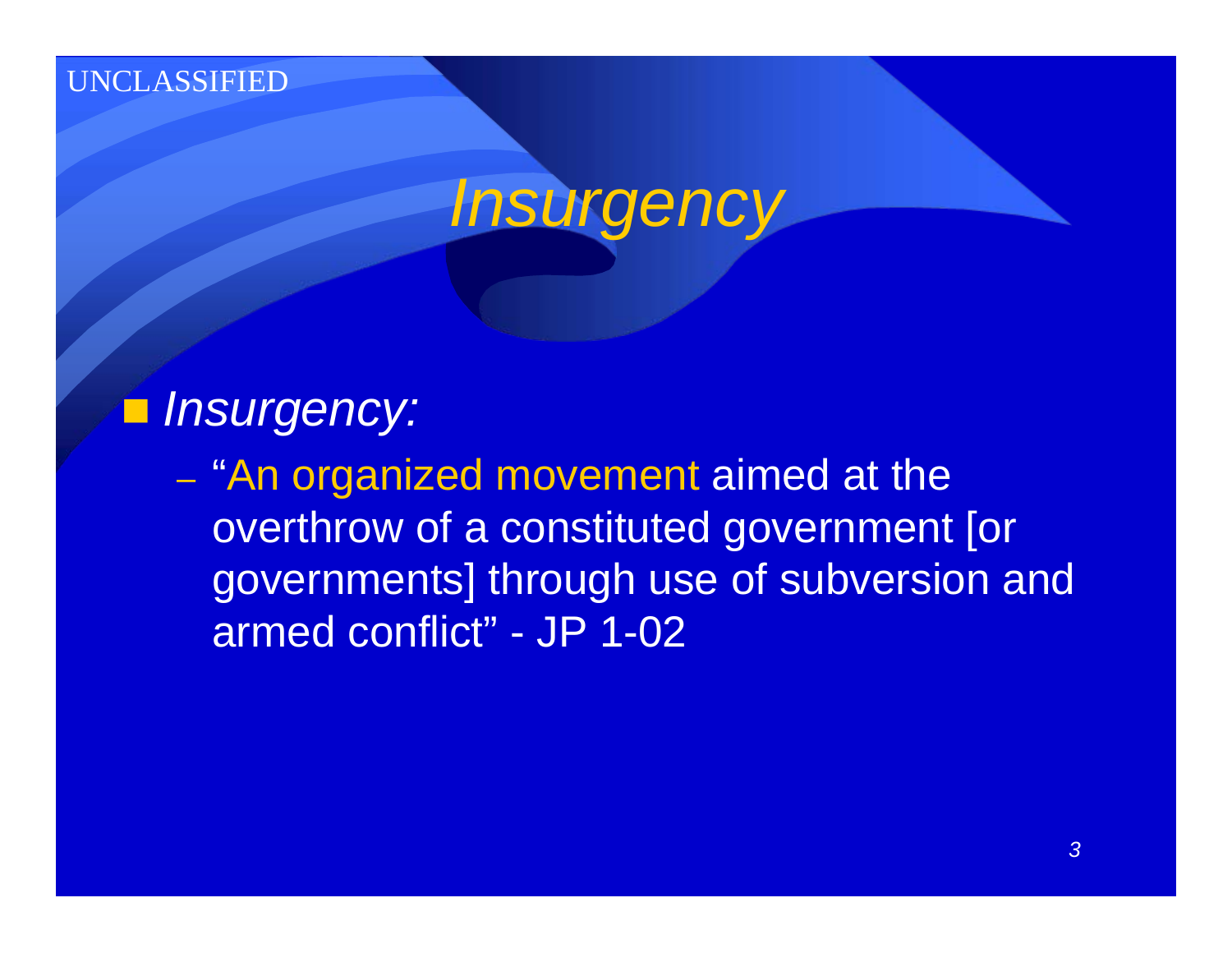# *Insurgency*

- *Insurgency:*
  - "An organized movement aimed at the overthrow of a constituted government [or governments] through use of subversion and armed conflict" - JP 1-02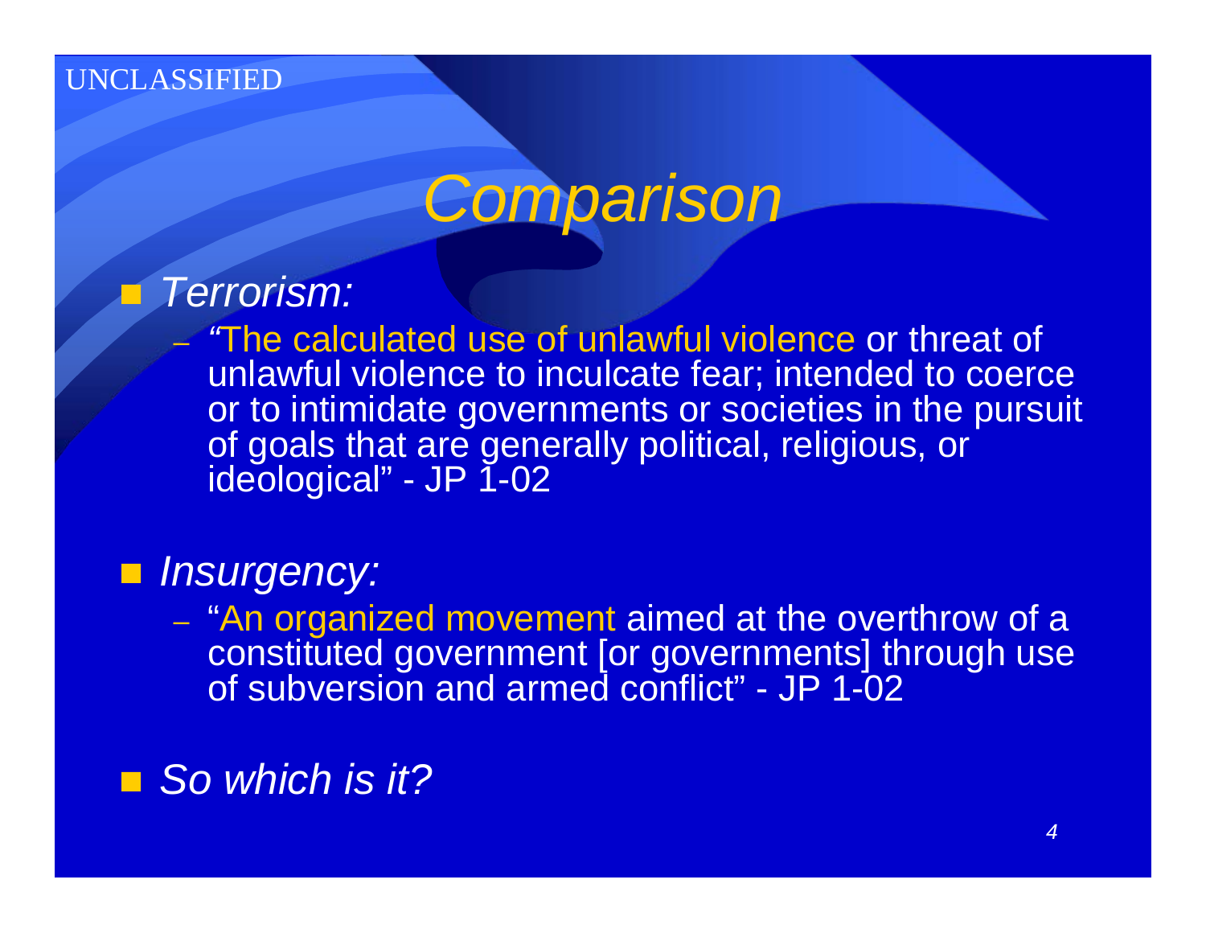# *Comparison*

- *Terrorism:*
  - "The calculated use of unlawful violence or threat of unlawful violence to inculcate fear; intended to coerce or to intimidate governments or societies in the pursuit of goals that are generally political, religious, or ideological" - JP 1-02
- *Insurgency:*
  - "An organized movement aimed at the overthrow of a constituted government [or governments] through use of subversion and armed conflict" - JP 1-02
- *So which is it?*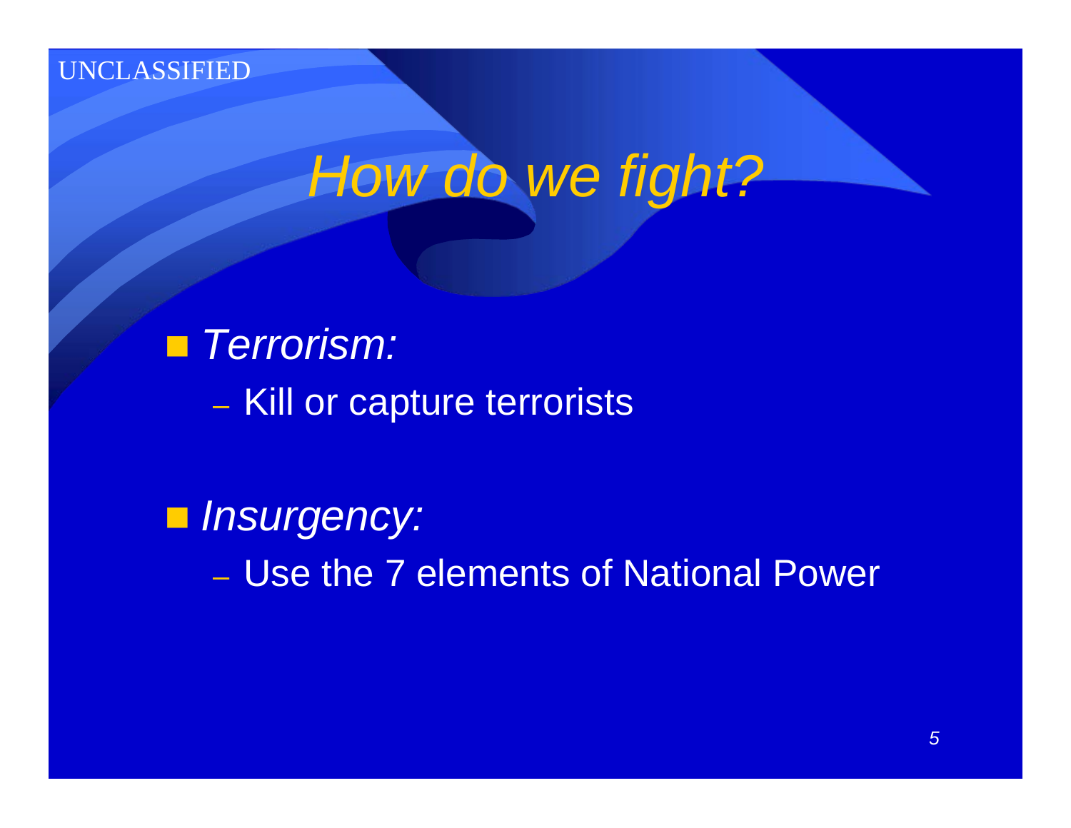# *How do we fight?*

- *Terrorism:*
  - Kill or capture terrorists

- *Insurgency:*
  - Use the 7 elements of National Power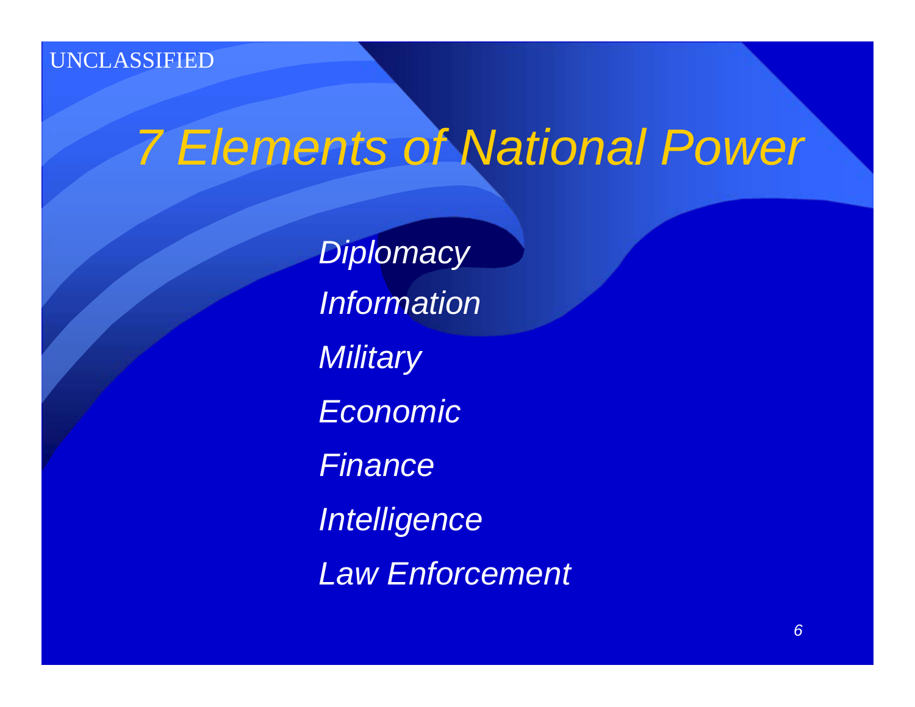UNCLASSIFIED

# *7 Elements of National Power*

*Diplomacy*

*Information*

*Military*

*Economic*

*Finance*

*Intelligence*

*Law Enforcement*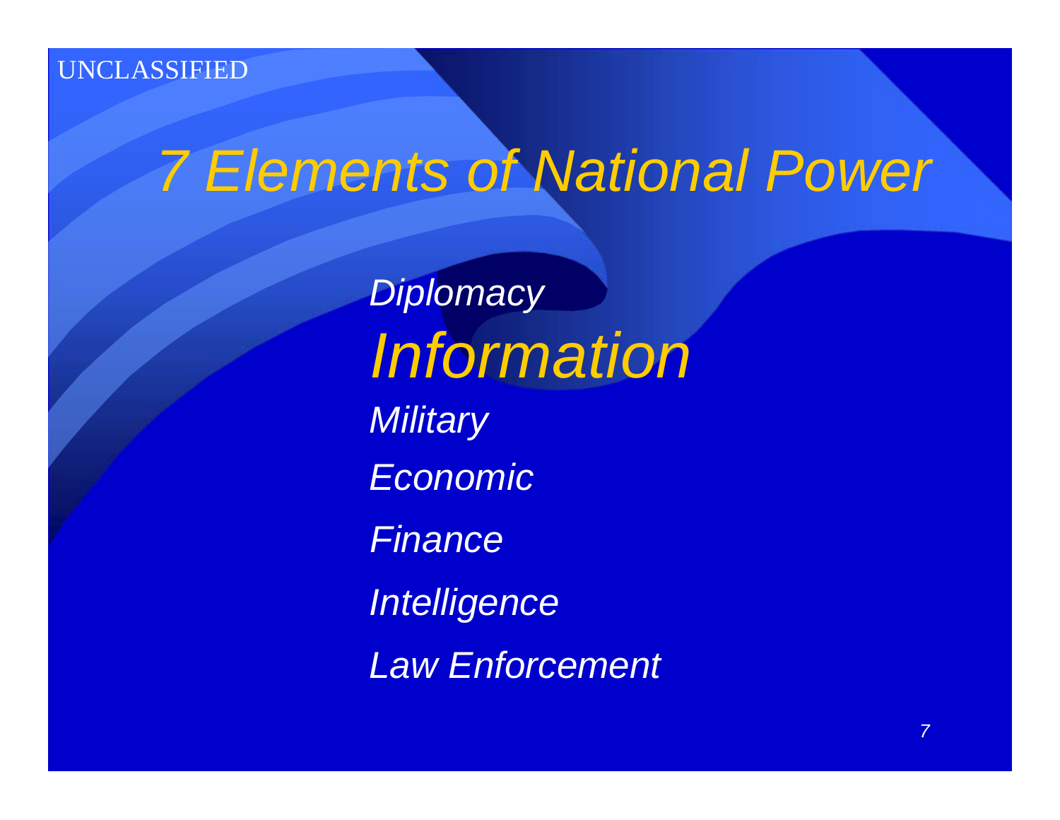# 7 Elements of National Power

- *Diplomacy*
- ***Information***
- *Military*
- *Economic*
- *Finance*
- *Intelligence*
- *Law Enforcement*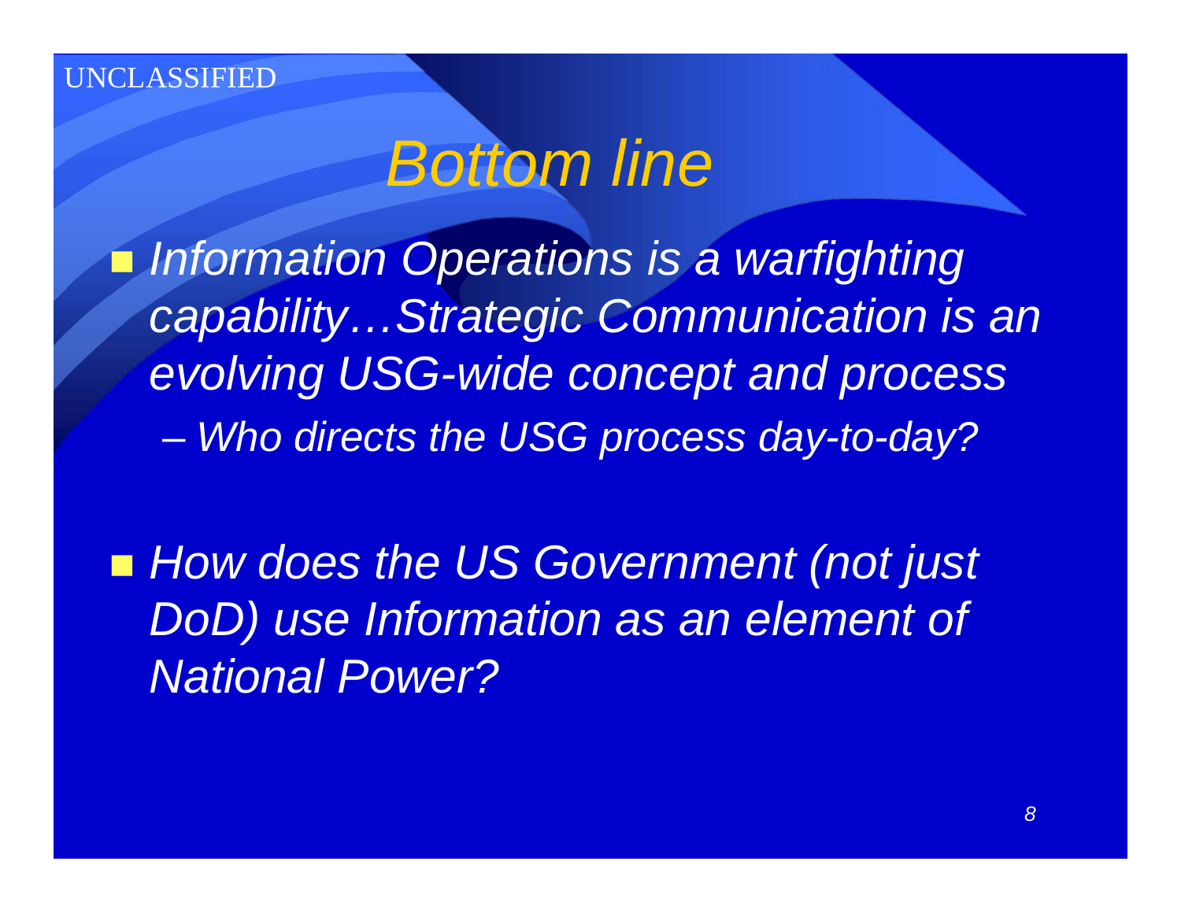UNCLASSIFIED

# *Bottom line*

- *Information Operations is a warfighting capability…Strategic Communication is an evolving USG-wide concept and process*
  - *Who directs the USG process day-to-day?*

- *How does the US Government (not just DoD) use Information as an element of National Power?*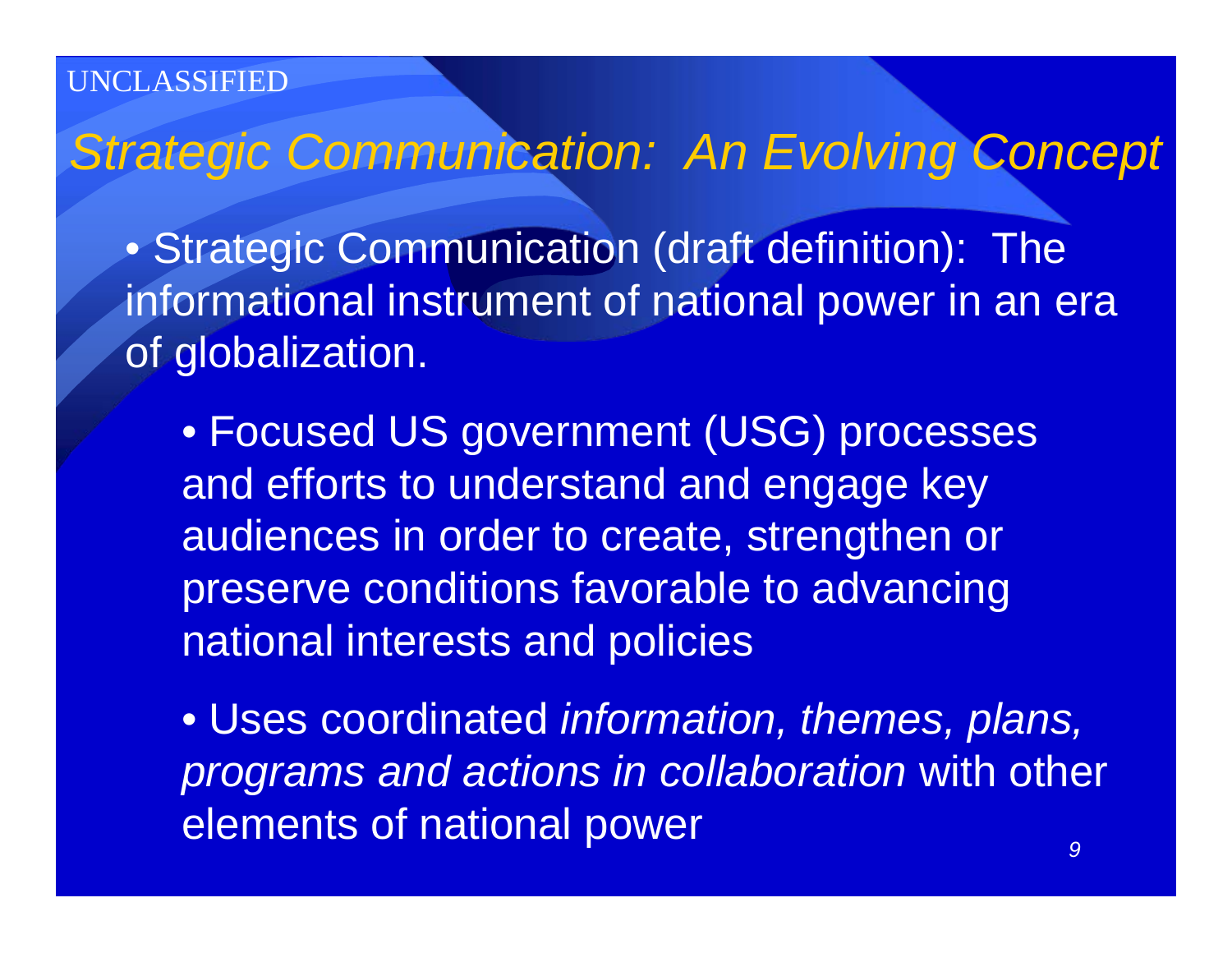UNCLASSIFIED

# *Strategic Communication: An Evolving Concept*

- Strategic Communication (draft definition): The informational instrument of national power in an era of globalization.
  - Focused US government (USG) processes and efforts to understand and engage key audiences in order to create, strengthen or preserve conditions favorable to advancing national interests and policies
  - Uses coordinated *information, themes, plans, programs and actions in collaboration* with other elements of national power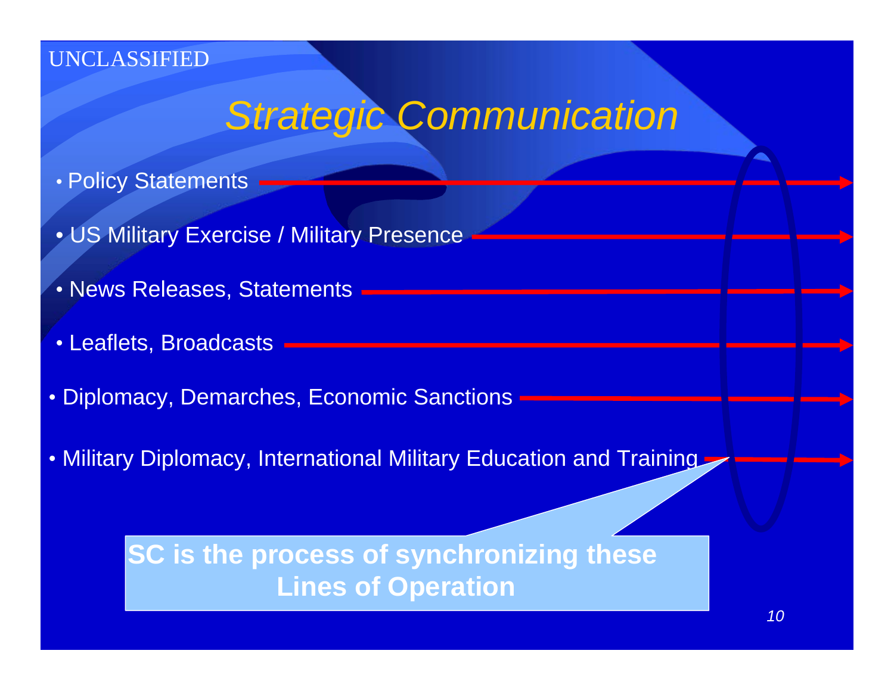UNCLASSIFIED

# *Strategic Communication*

- Policy Statements
- US Military Exercise / Military Presence
- News Releases, Statements
- Leaflets, Broadcasts
- Diplomacy, Demarches, Economic Sanctions
- Military Diplomacy, International Military Education and Training

**SC is the process of synchronizing these Lines of Operation**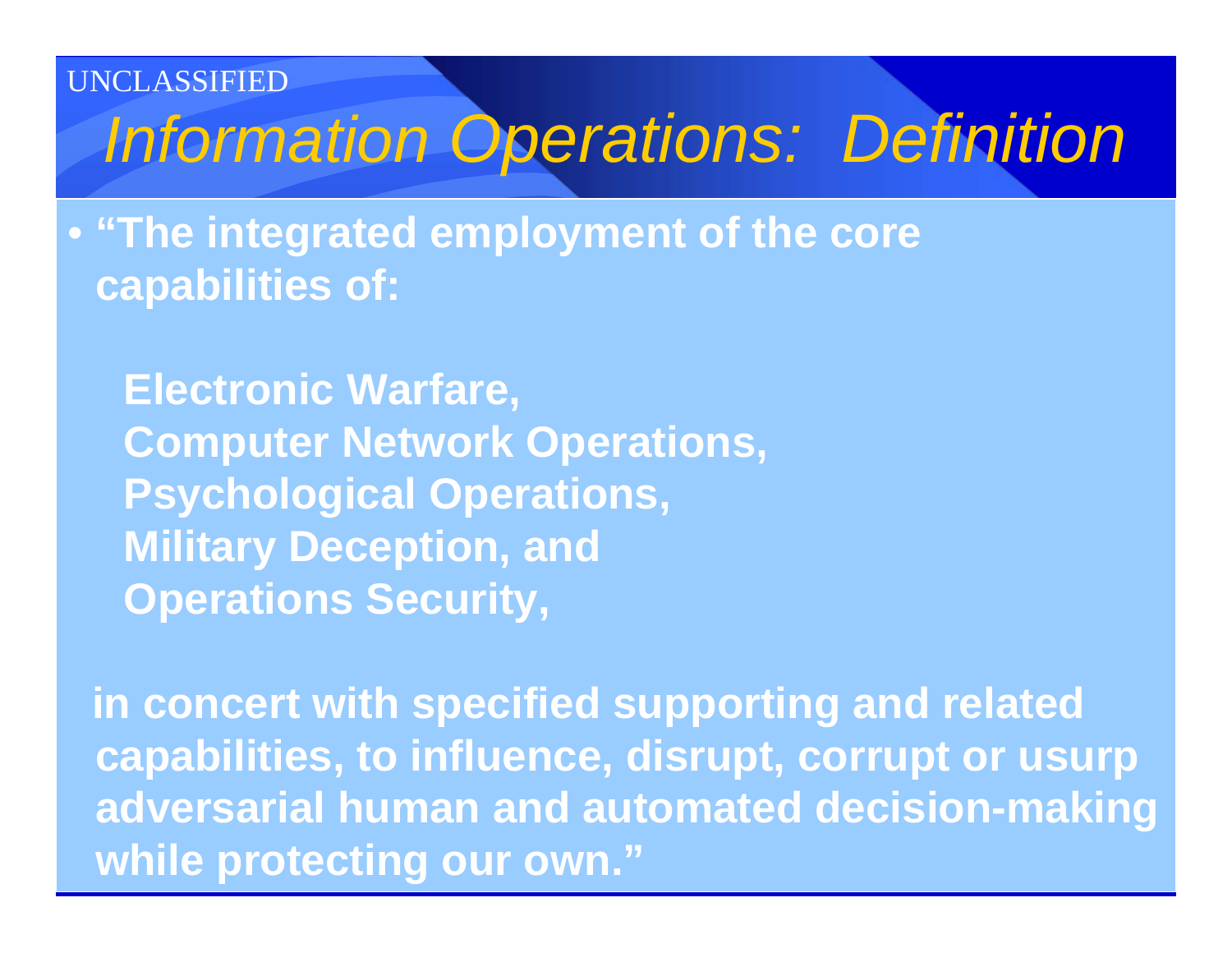# *Information Operations: Definition*

- **"The integrated employment of the core capabilities of:**

  **Electronic Warfare,**
  **Computer Network Operations,**
  **Psychological Operations,**
  **Military Deception, and**
  **Operations Security,**

  **in concert with specified supporting and related capabilities, to influence, disrupt, corrupt or usurp adversarial human and automated decision-making while protecting our own."**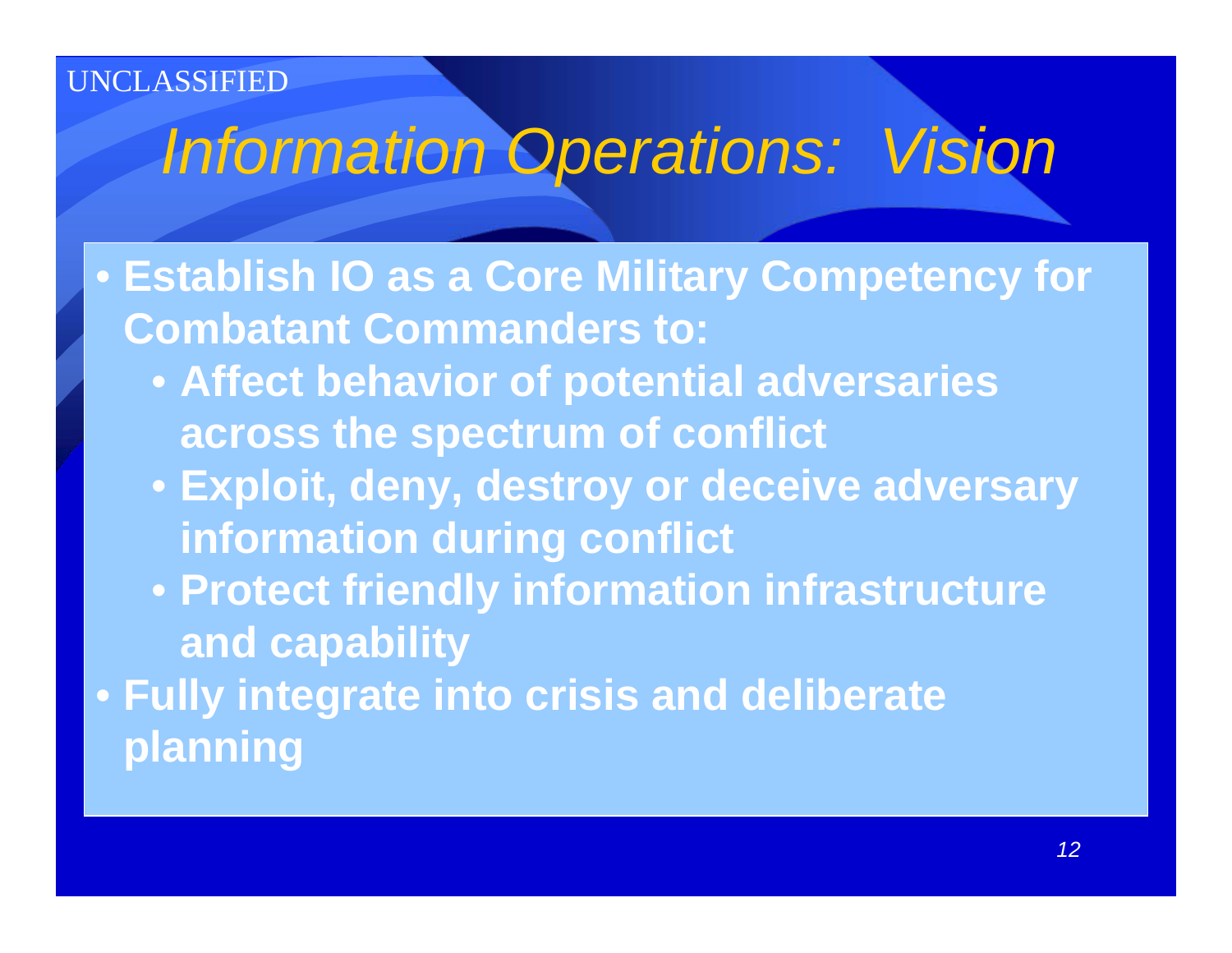UNCLASSIFIED

# *Information Operations: Vision*

- **Establish IO as a Core Military Competency for Combatant Commanders to:**
  - **Affect behavior of potential adversaries across the spectrum of conflict**
  - **Exploit, deny, destroy or deceive adversary information during conflict**
  - **Protect friendly information infrastructure and capability**
- **Fully integrate into crisis and deliberate planning**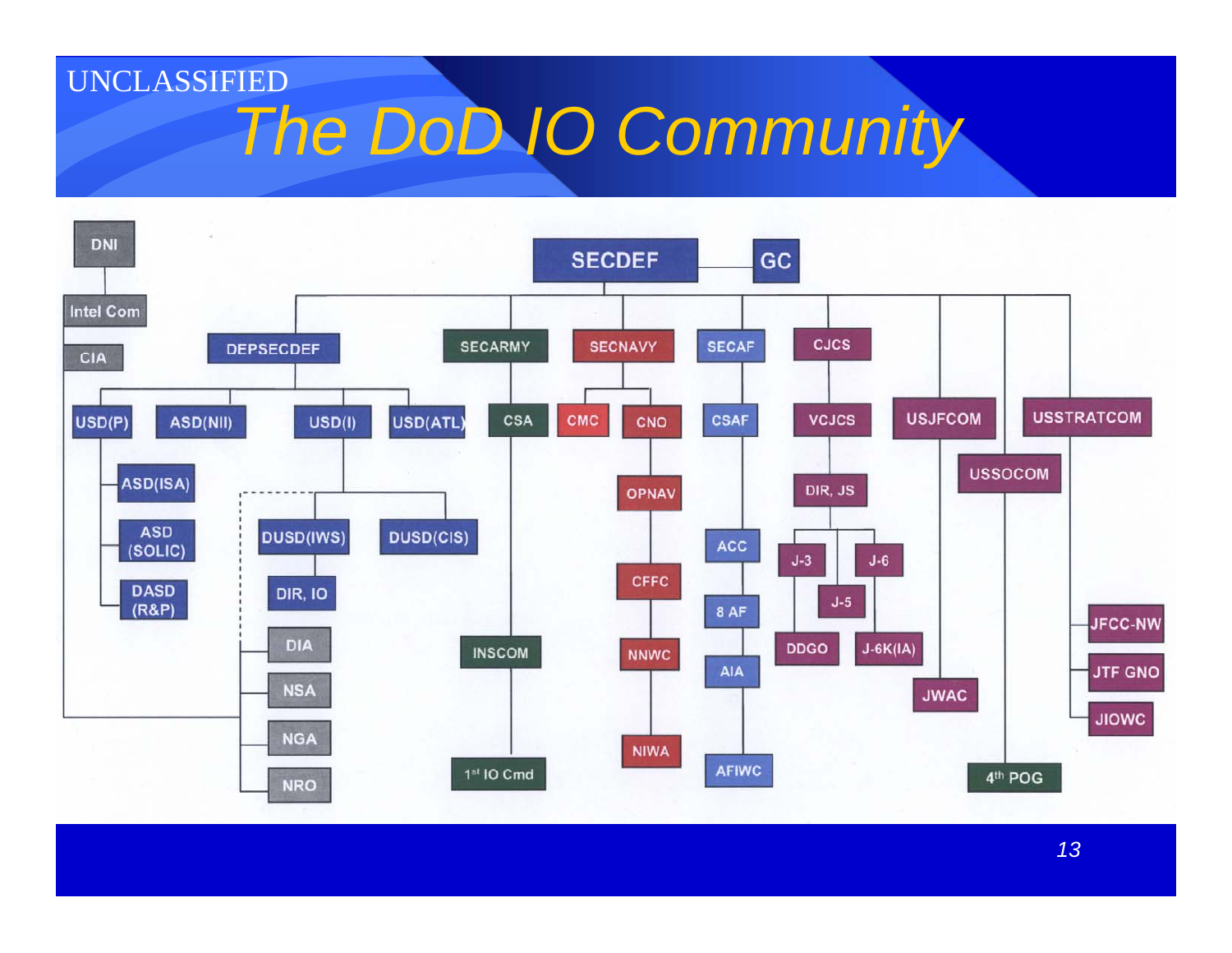UNCLASSIFIED

# The DoD IO Community

- DNI
  - Intel Com
    - CIA
- SECDEF — GC
  - DEPSECDEF
    - USD(P)
      - ASD(ISA)
      - ASD (SOLIC)
      - DASD (R&P)
    - ASD(NII)
    - USD(I)
      - DUSD(IWS)
        - DIR, IO
      - DUSD(CIS)
      - DIA
      - NSA
      - NGA
      - NRO
    - USD(ATL)
  - SECARMY
    - CSA
      - INSCOM
      - 1st IO Cmd
  - SECNAVY
    - CMC
    - CNO
      - OPNAV
      - CFFC
      - NNWC
      - NIWA
  - SECAF
    - CSAF
      - ACC
      - 8 AF
      - AIA
      - AFIWC
  - CJCS
    - VCJCS
      - DIR, JS
        - J-3
          - DDGO
        - J-5
        - J-6
          - J-6K(IA)
  - USJFCOM
    - JWAC
  - USSOCOM
    - 4th POG
  - USSTRATCOM
    - JFCC-NW
    - JTF GNO
    - JIOWC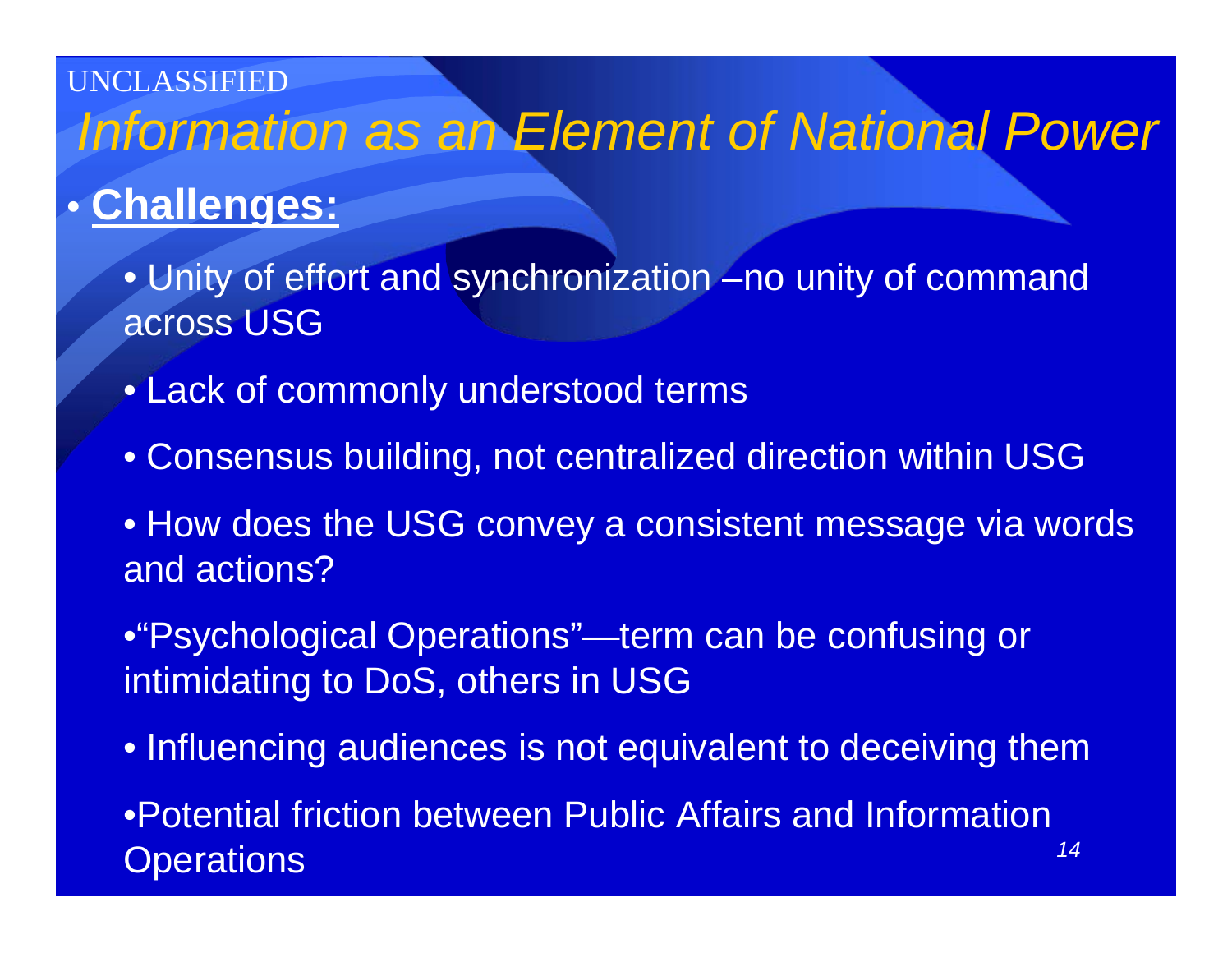UNCLASSIFIED

# *Information as an Element of National Power*

- **Challenges:**
  - Unity of effort and synchronization –no unity of command across USG
  - Lack of commonly understood terms
  - Consensus building, not centralized direction within USG
  - How does the USG convey a consistent message via words and actions?
  - “Psychological Operations”—term can be confusing or intimidating to DoS, others in USG
  - Influencing audiences is not equivalent to deceiving them
  - Potential friction between Public Affairs and Information Operations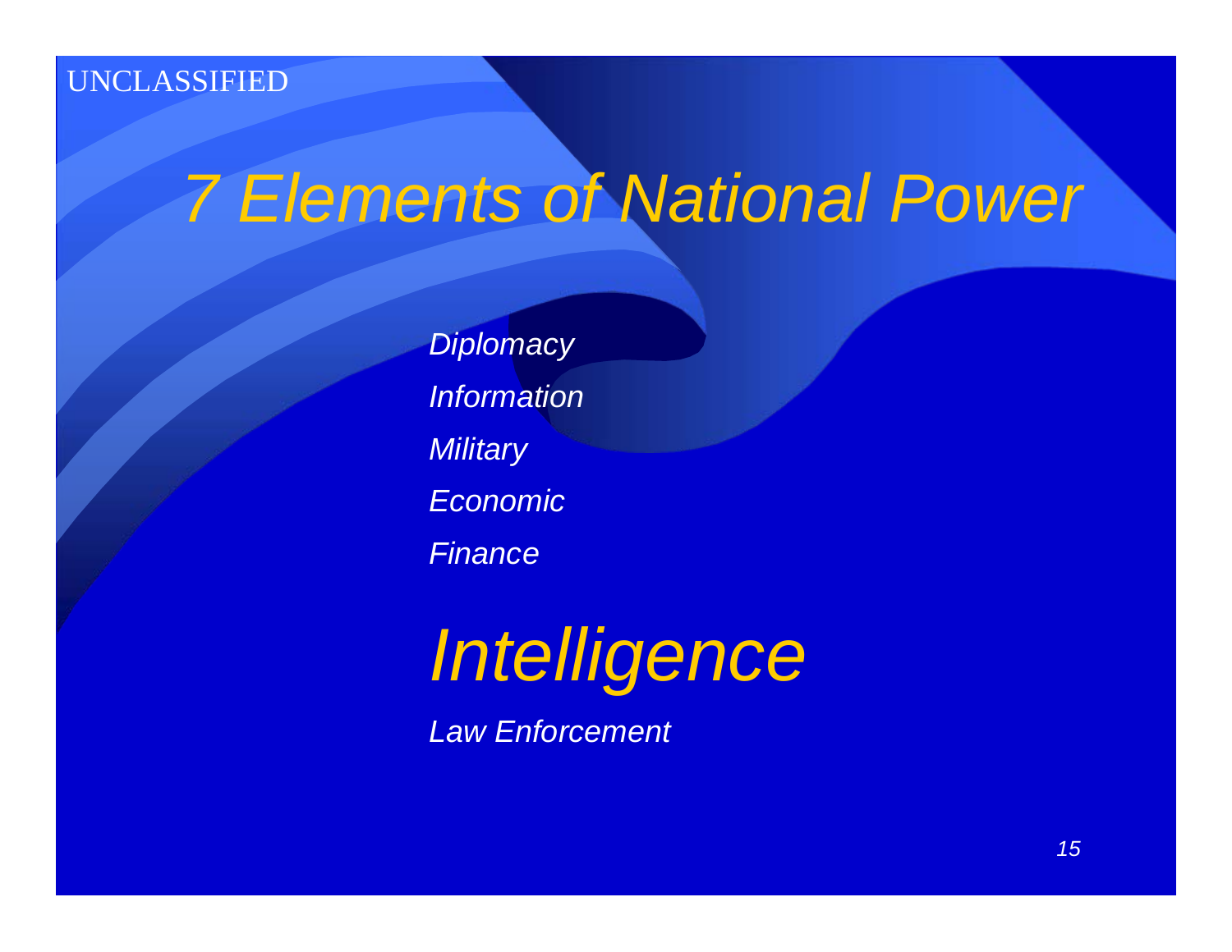# 7 Elements of National Power

*Diplomacy*

*Information*

*Military*

*Economic*

*Finance*

## *Intelligence*

*Law Enforcement*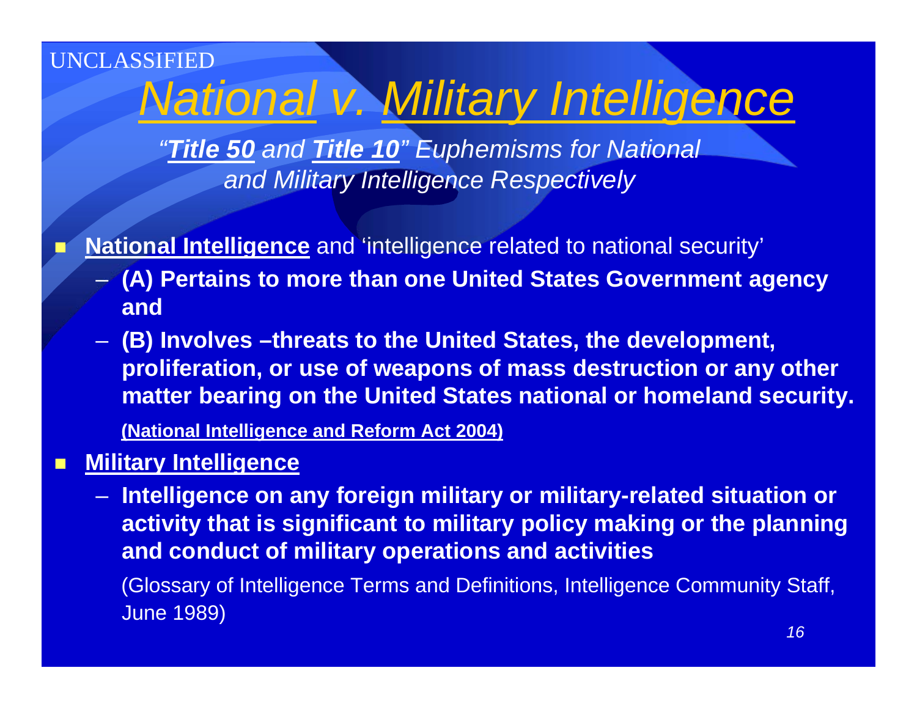UNCLASSIFIED

# *National v. Military Intelligence*

*"**Title 50** and **Title 10**" Euphemisms for National and Military Intelligence Respectively*

- **National Intelligence** and 'intelligence related to national security'
  - **(A) Pertains to more than one United States Government agency and**
  - **(B) Involves –threats to the United States, the development, proliferation, or use of weapons of mass destruction or any other matter bearing on the United States national or homeland security.**

    **(National Intelligence and Reform Act 2004)**
- **Military Intelligence**
  - **Intelligence on any foreign military or military-related situation or activity that is significant to military policy making or the planning and conduct of military operations and activities**

    (Glossary of Intelligence Terms and Definitions, Intelligence Community Staff, June 1989)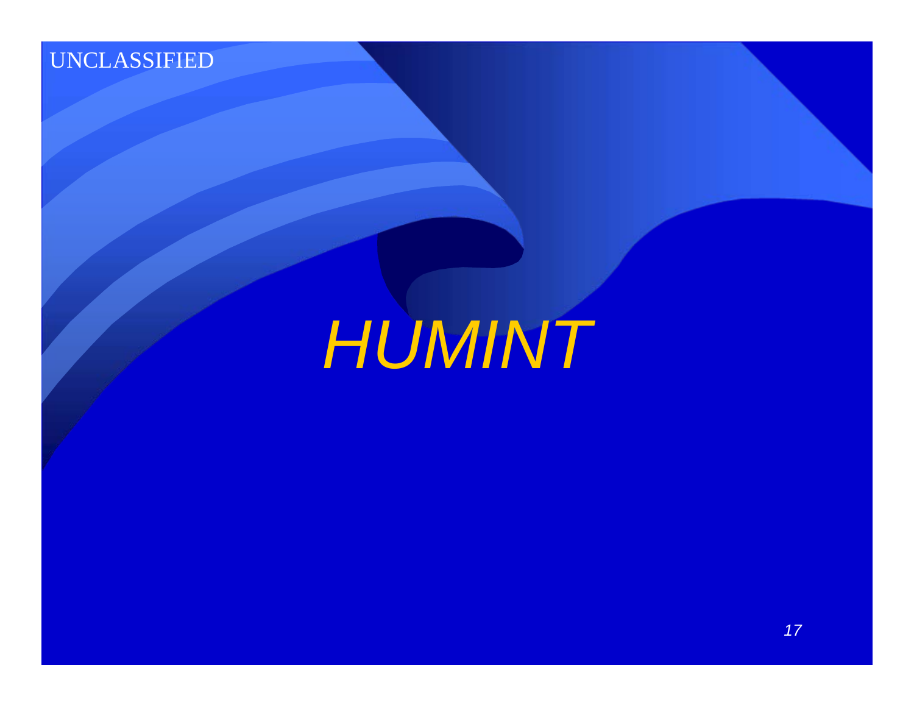UNCLASSIFIED

# *HUMINT*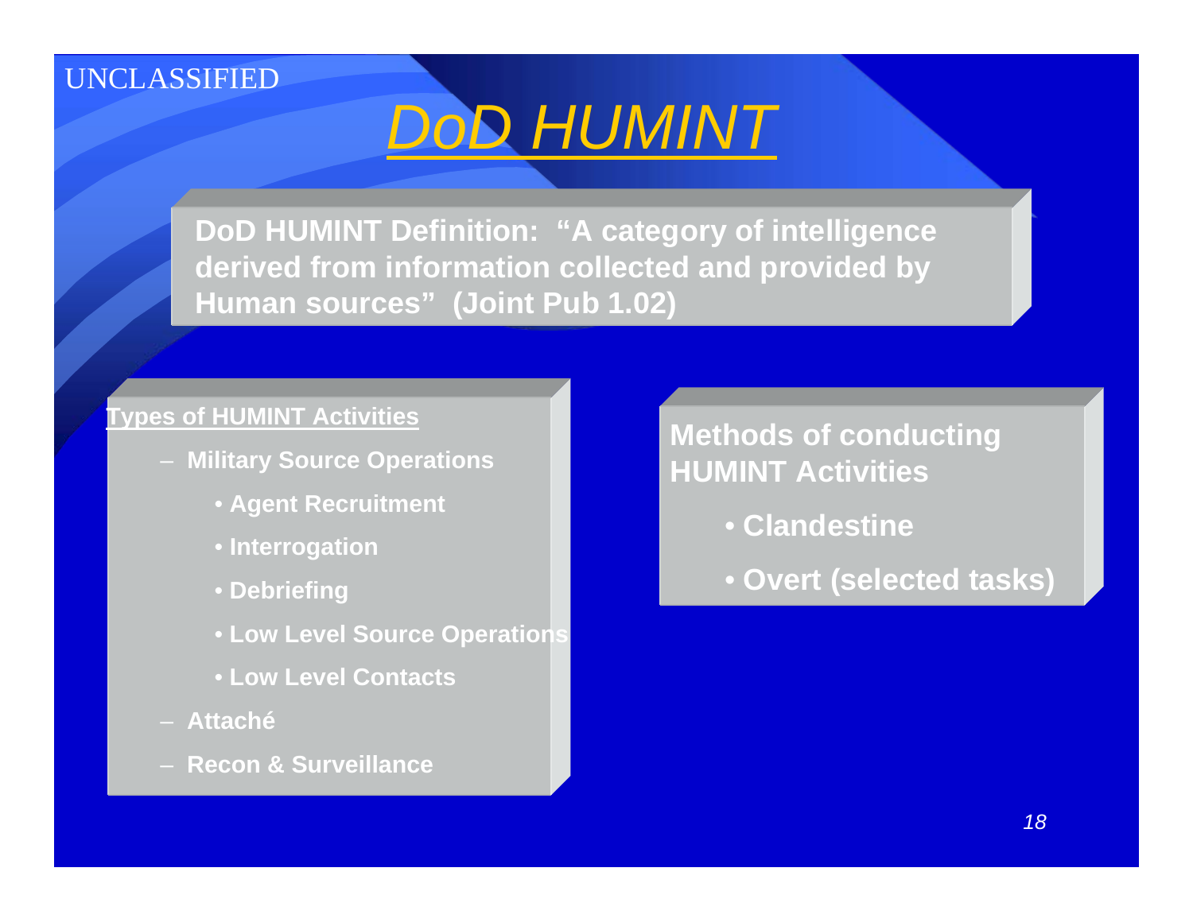UNCLASSIFIED

# *DoD HUMINT*

**DoD HUMINT Definition: "A category of intelligence derived from information collected and provided by Human sources" (Joint Pub 1.02)**

**Types of HUMINT Activities**

- **Military Source Operations**
  - **Agent Recruitment**
  - **Interrogation**
  - **Debriefing**
  - **Low Level Source Operations**
  - **Low Level Contacts**
- **Attaché**
- **Recon & Surveillance**

**Methods of conducting HUMINT Activities**

- **Clandestine**
- **Overt (selected tasks)**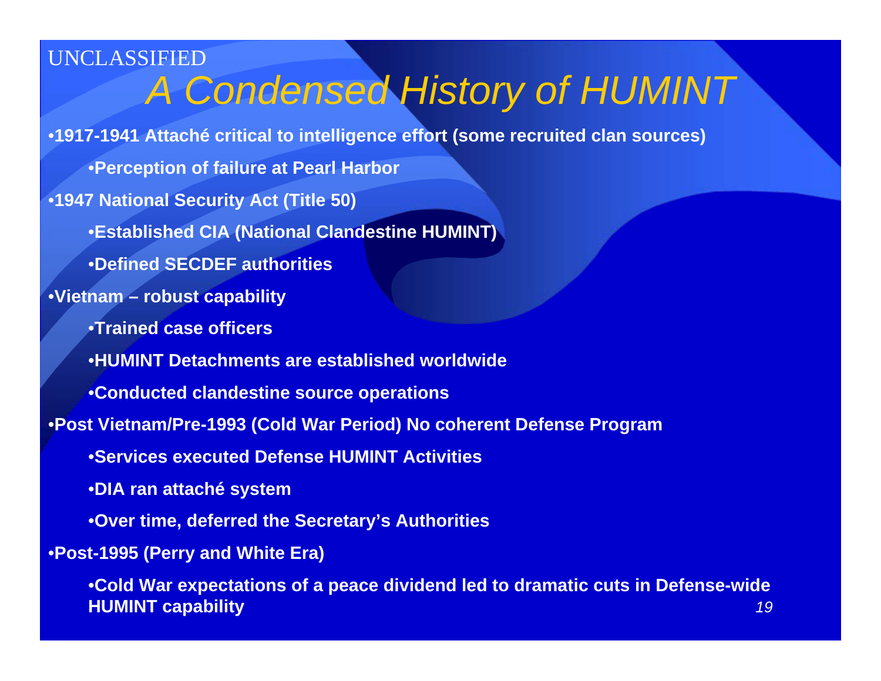UNCLASSIFIED

# A Condensed History of HUMINT

- **1917-1941 Attaché critical to intelligence effort (some recruited clan sources)**
  - **Perception of failure at Pearl Harbor**
- **1947 National Security Act (Title 50)**
  - **Established CIA (National Clandestine HUMINT)**
  - **Defined SECDEF authorities**
- **Vietnam – robust capability**
  - **Trained case officers**
  - **HUMINT Detachments are established worldwide**
  - **Conducted clandestine source operations**
- **Post Vietnam/Pre-1993 (Cold War Period) No coherent Defense Program**
  - **Services executed Defense HUMINT Activities**
  - **DIA ran attaché system**
  - **Over time, deferred the Secretary's Authorities**
- **Post-1995 (Perry and White Era)**
  - **Cold War expectations of a peace dividend led to dramatic cuts in Defense-wide HUMINT capability**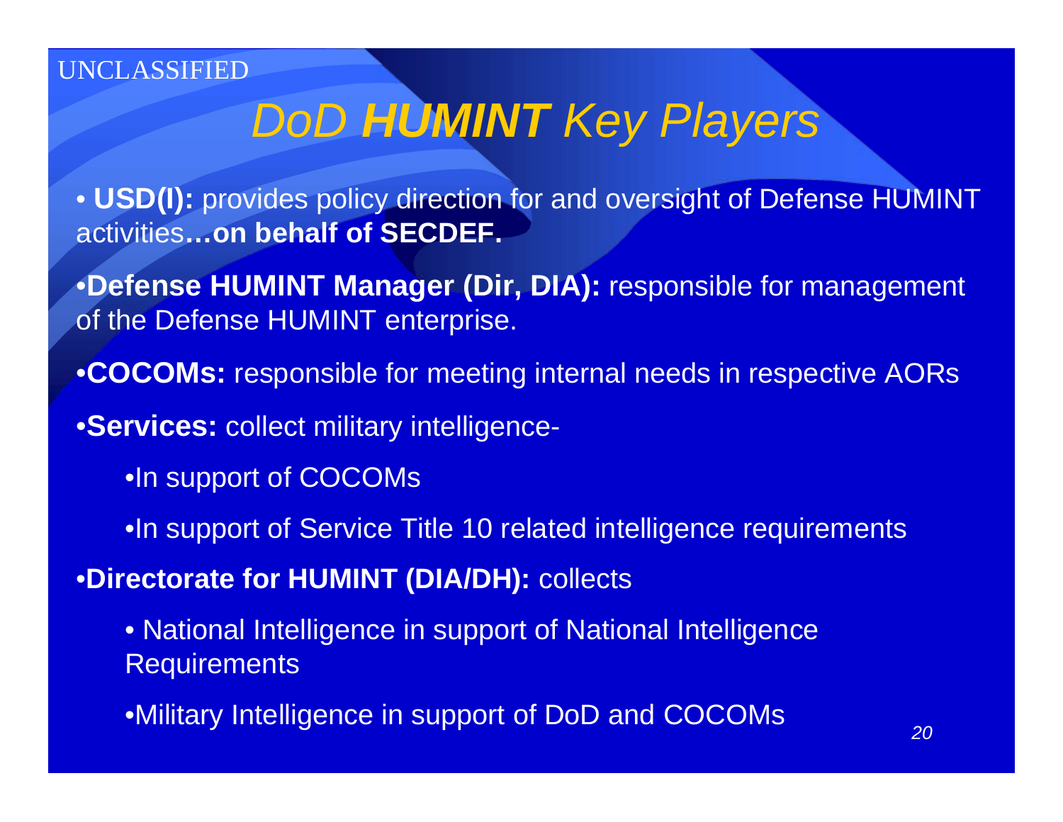UNCLASSIFIED

# *DoD **HUMINT** Key Players*

- **USD(I):** provides policy direction for and oversight of Defense HUMINT activities**…on behalf of SECDEF.**
- **Defense HUMINT Manager (Dir, DIA):** responsible for management of the Defense HUMINT enterprise.
- **COCOMs:** responsible for meeting internal needs in respective AORs
- **Services:** collect military intelligence-
  - In support of COCOMs
  - In support of Service Title 10 related intelligence requirements
- **Directorate for HUMINT (DIA/DH):** collects
  - National Intelligence in support of National Intelligence Requirements
  - Military Intelligence in support of DoD and COCOMs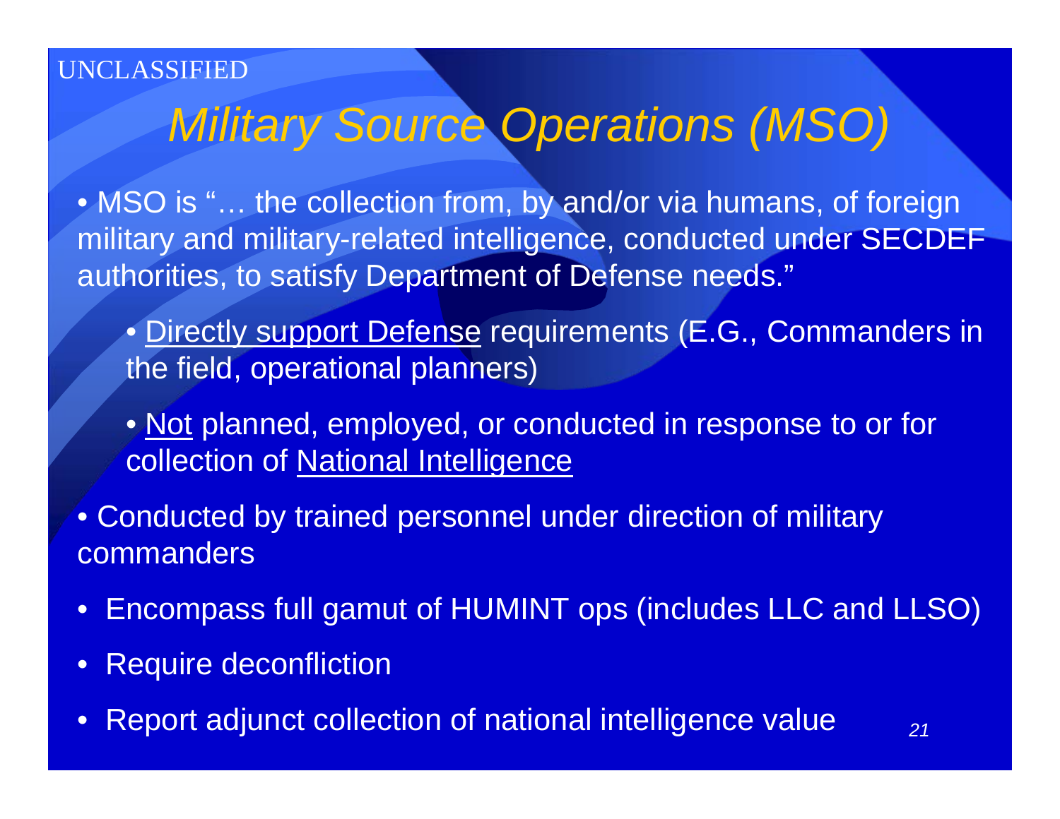UNCLASSIFIED

# *Military Source Operations (MSO)*

- MSO is "… the collection from, by and/or via humans, of foreign military and military-related intelligence, conducted under SECDEF authorities, to satisfy Department of Defense needs."
  - <u>Directly support Defense</u> requirements (E.G., Commanders in the field, operational planners)
  - <u>Not</u> planned, employed, or conducted in response to or for collection of <u>National Intelligence</u>
- Conducted by trained personnel under direction of military commanders
- Encompass full gamut of HUMINT ops (includes LLC and LLSO)
- Require deconfliction
- Report adjunct collection of national intelligence value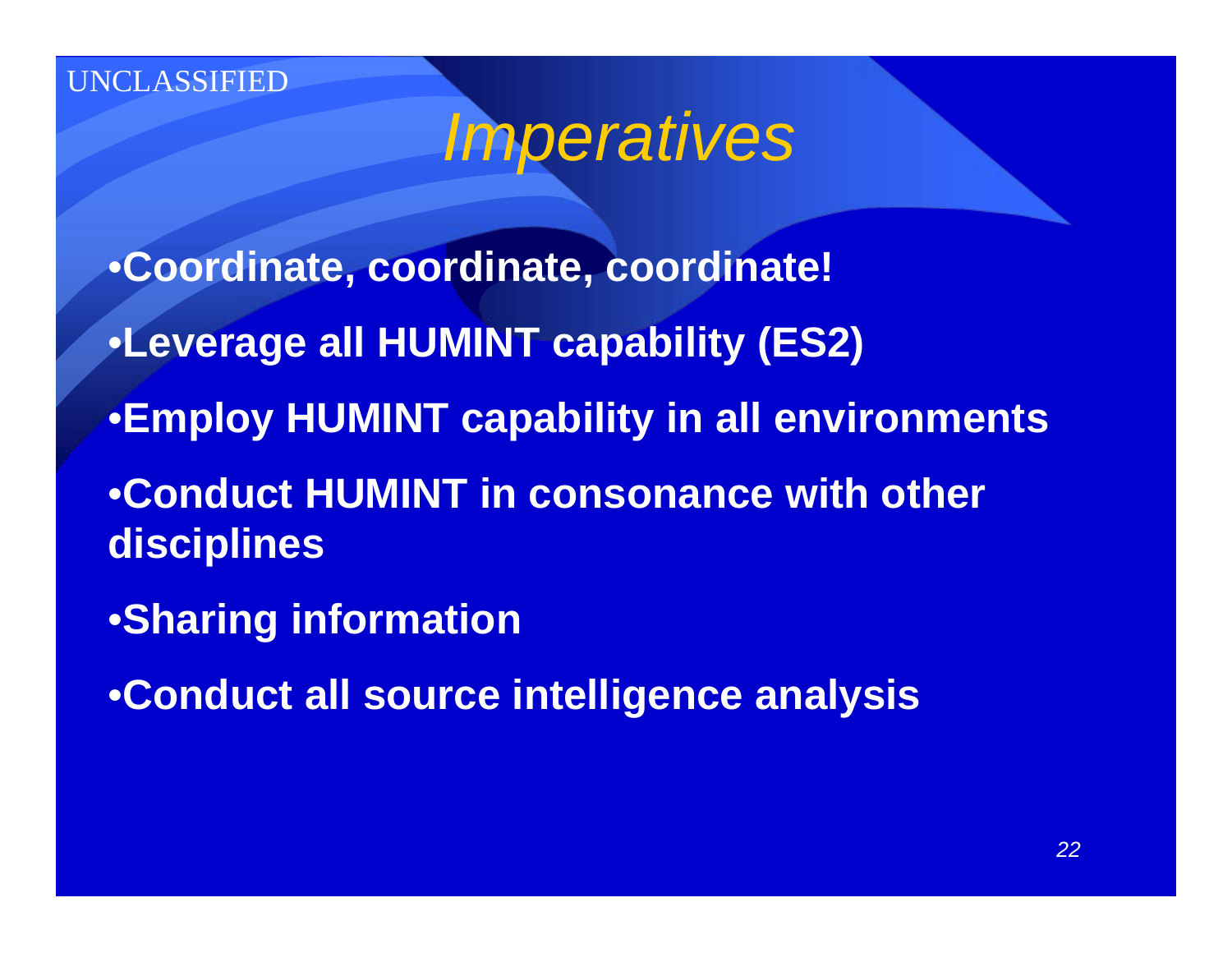# Imperatives

- **Coordinate, coordinate, coordinate!**
- **Leverage all HUMINT capability (ES2)**
- **Employ HUMINT capability in all environments**
- **Conduct HUMINT in consonance with other disciplines**
- **Sharing information**
- **Conduct all source intelligence analysis**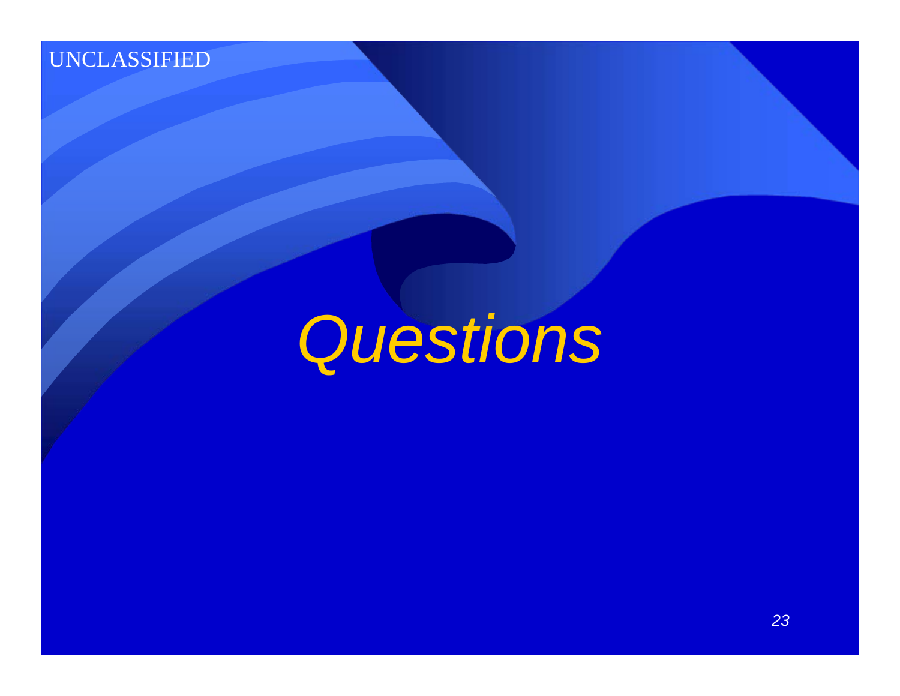UNCLASSIFIED

# *Questions*